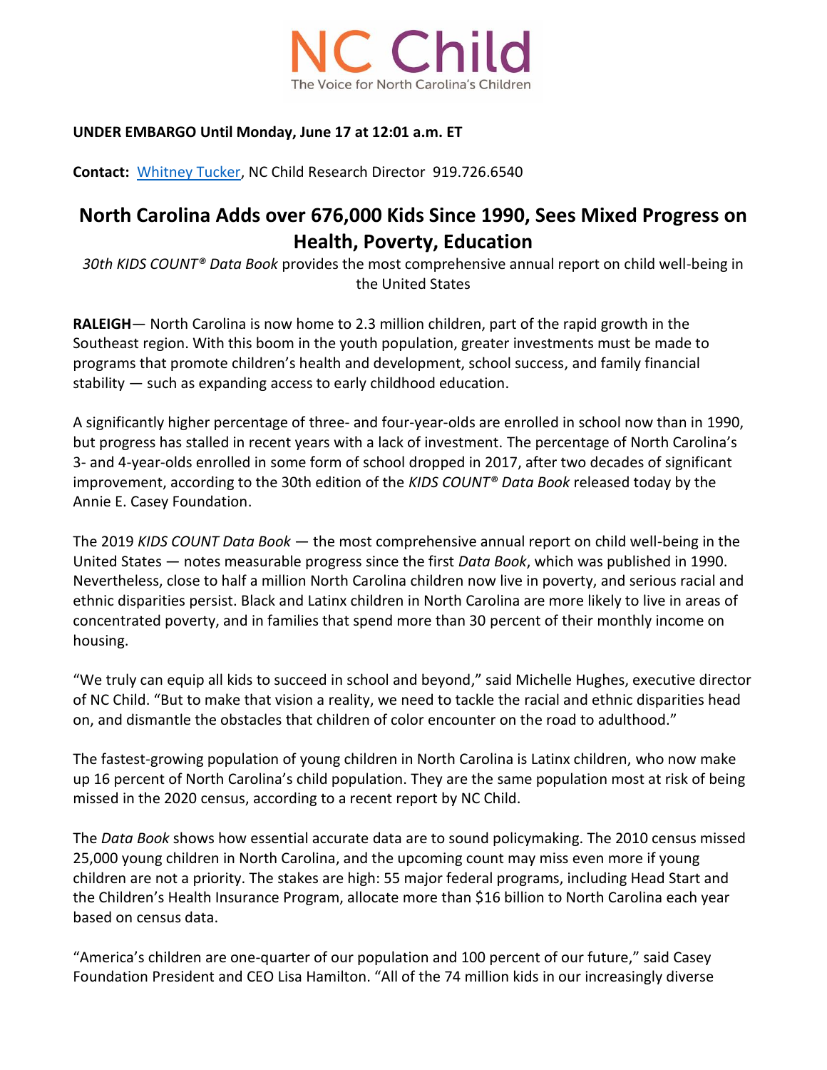NC Child

The Voice for North Carolina's Children

**UNDER EMBARGO Until Monday, June 17 at 12:01 a.m. ET**

**Contact:** Whitney Tucker, NC Child Research Director 919.726.6540

# North Carolina Adds over 676,000 Kids Since 1990, Sees Mixed Progress on Health, Poverty, Education

*30th KIDS COUNT® Data Book* provides the most comprehensive annual report on child well-being in the United States

**RALEIGH**— North Carolina is now home to 2.3 million children, part of the rapid growth in the Southeast region. With this boom in the youth population, greater investments must be made to programs that promote children's health and development, school success, and family financial stability — such as expanding access to early childhood education.

A significantly higher percentage of three- and four-year-olds are enrolled in school now than in 1990, but progress has stalled in recent years with a lack of investment. The percentage of North Carolina's 3- and 4-year-olds enrolled in some form of school dropped in 2017, after two decades of significant improvement, according to the 30th edition of the *KIDS COUNT® Data Book* released today by the Annie E. Casey Foundation.

The 2019 *KIDS COUNT Data Book* — the most comprehensive annual report on child well-being in the United States — notes measurable progress since the first *Data Book*, which was published in 1990. Nevertheless, close to half a million North Carolina children now live in poverty, and serious racial and ethnic disparities persist. Black and Latinx children in North Carolina are more likely to live in areas of concentrated poverty, and in families that spend more than 30 percent of their monthly income on housing.

"We truly can equip all kids to succeed in school and beyond," said Michelle Hughes, executive director of NC Child. "But to make that vision a reality, we need to tackle the racial and ethnic disparities head on, and dismantle the obstacles that children of color encounter on the road to adulthood."

The fastest-growing population of young children in North Carolina is Latinx children, who now make up 16 percent of North Carolina's child population. They are the same population most at risk of being missed in the 2020 census, according to a recent report by NC Child.

The *Data Book* shows how essential accurate data are to sound policymaking. The 2010 census missed 25,000 young children in North Carolina, and the upcoming count may miss even more if young children are not a priority. The stakes are high: 55 major federal programs, including Head Start and the Children's Health Insurance Program, allocate more than $16 billion to North Carolina each year based on census data.

"America's children are one-quarter of our population and 100 percent of our future," said Casey Foundation President and CEO Lisa Hamilton. "All of the 74 million kids in our increasingly diverse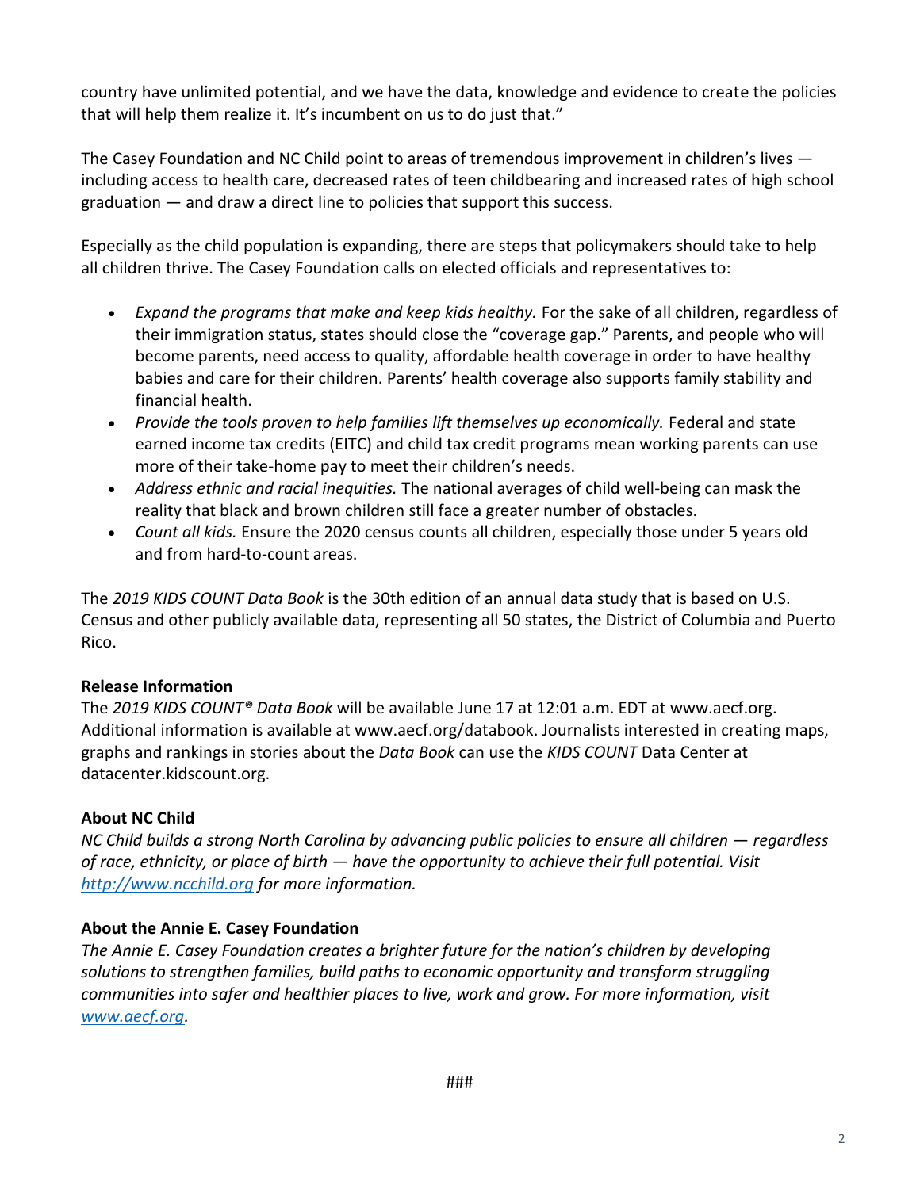country have unlimited potential, and we have the data, knowledge and evidence to create the policies that will help them realize it. It's incumbent on us to do just that."

The Casey Foundation and NC Child point to areas of tremendous improvement in children's lives — including access to health care, decreased rates of teen childbearing and increased rates of high school graduation — and draw a direct line to policies that support this success.

Especially as the child population is expanding, there are steps that policymakers should take to help all children thrive. The Casey Foundation calls on elected officials and representatives to:

- *Expand the programs that make and keep kids healthy.* For the sake of all children, regardless of their immigration status, states should close the "coverage gap." Parents, and people who will become parents, need access to quality, affordable health coverage in order to have healthy babies and care for their children. Parents' health coverage also supports family stability and financial health.
- *Provide the tools proven to help families lift themselves up economically.* Federal and state earned income tax credits (EITC) and child tax credit programs mean working parents can use more of their take-home pay to meet their children's needs.
- *Address ethnic and racial inequities.* The national averages of child well-being can mask the reality that black and brown children still face a greater number of obstacles.
- *Count all kids.* Ensure the 2020 census counts all children, especially those under 5 years old and from hard-to-count areas.

The *2019 KIDS COUNT Data Book* is the 30th edition of an annual data study that is based on U.S. Census and other publicly available data, representing all 50 states, the District of Columbia and Puerto Rico.

**Release Information**

The *2019 KIDS COUNT® Data Book* will be available June 17 at 12:01 a.m. EDT at www.aecf.org. Additional information is available at www.aecf.org/databook. Journalists interested in creating maps, graphs and rankings in stories about the *Data Book* can use the *KIDS COUNT* Data Center at datacenter.kidscount.org.

**About NC Child**

*NC Child builds a strong North Carolina by advancing public policies to ensure all children — regardless of race, ethnicity, or place of birth — have the opportunity to achieve their full potential. Visit [http://www.ncchild.org](http://www.ncchild.org) for more information.*

**About the Annie E. Casey Foundation**

*The Annie E. Casey Foundation creates a brighter future for the nation's children by developing solutions to strengthen families, build paths to economic opportunity and transform struggling communities into safer and healthier places to live, work and grow. For more information, visit [www.aecf.org](www.aecf.org).*

###